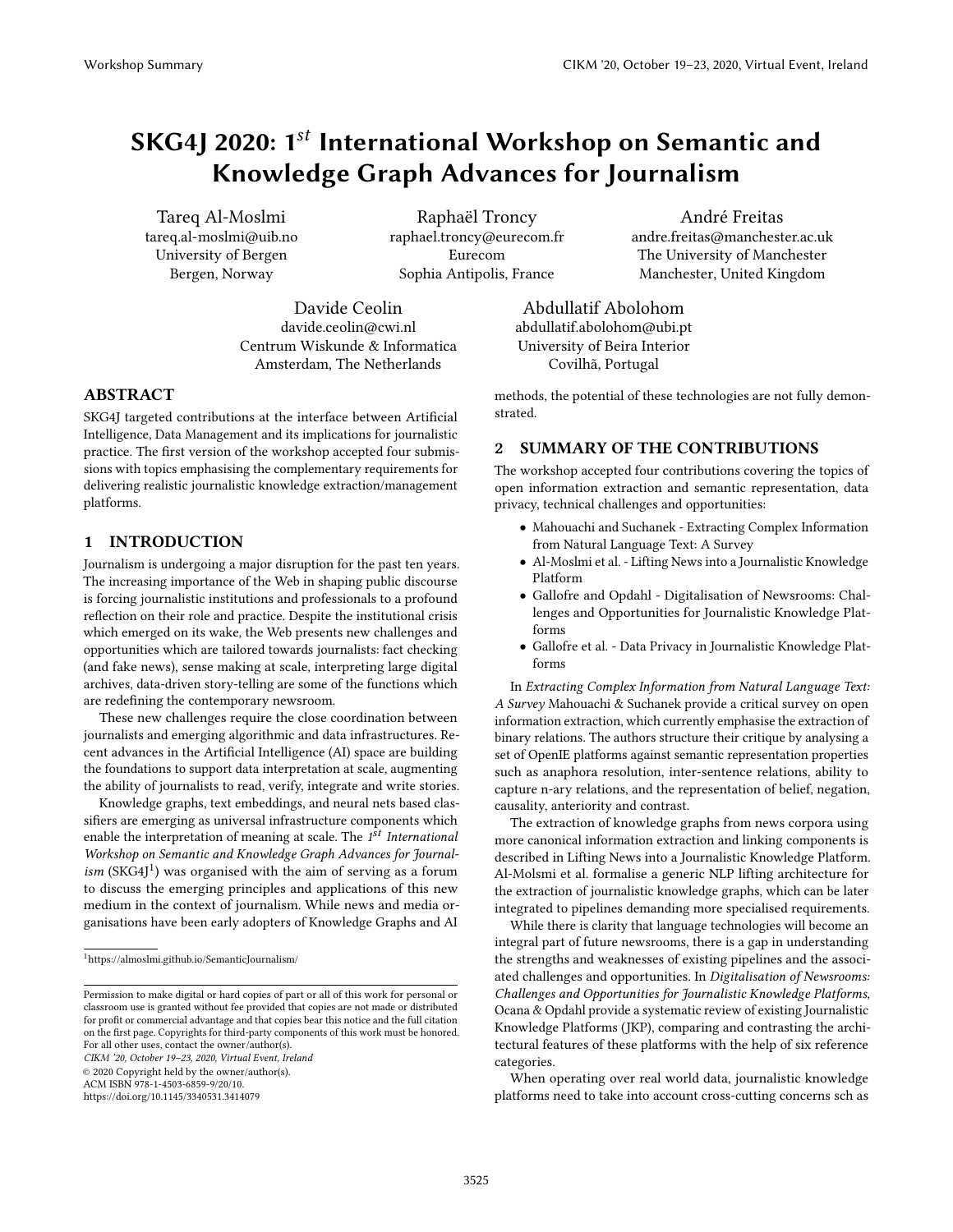# SKG4J 2020: 1$^{st}$ International Workshop on Semantic and Knowledge Graph Advances for Journalism

Tareq Al-Moslmi
tareq.al-moslmi@uib.no
University of Bergen
Bergen, Norway

Raphaël Troncy
raphael.troncy@eurecom.fr
Eurecom
Sophia Antipolis, France

André Freitas
andre.freitas@manchester.ac.uk
The University of Manchester
Manchester, United Kingdom

Davide Ceolin
davide.ceolin@cwi.nl
Centrum Wiskunde & Informatica
Amsterdam, The Netherlands

Abdullatif Abolohom
abdullatif.abolohom@ubi.pt
University of Beira Interior
Covilhã, Portugal

## ABSTRACT

SKG4J targeted contributions at the interface between Artificial Intelligence, Data Management and its implications for journalistic practice. The first version of the workshop accepted four submissions with topics emphasising the complementary requirements for delivering realistic journalistic knowledge extraction/management platforms.

## 1 INTRODUCTION

Journalism is undergoing a major disruption for the past ten years. The increasing importance of the Web in shaping public discourse is forcing journalistic institutions and professionals to a profound reflection on their role and practice. Despite the institutional crisis which emerged on its wake, the Web presents new challenges and opportunities which are tailored towards journalists: fact checking (and fake news), sense making at scale, interpreting large digital archives, data-driven story-telling are some of the functions which are redefining the contemporary newsroom.

These new challenges require the close coordination between journalists and emerging algorithmic and data infrastructures. Recent advances in the Artificial Intelligence (AI) space are building the foundations to support data interpretation at scale, augmenting the ability of journalists to read, verify, integrate and write stories.

Knowledge graphs, text embeddings, and neural nets based classifiers are emerging as universal infrastructure components which enable the interpretation of meaning at scale. The *1$^{st}$ International Workshop on Semantic and Knowledge Graph Advances for Journalism* (SKG4J[1]) was organised with the aim of serving as a forum to discuss the emerging principles and applications of this new medium in the context of journalism. While news and media organisations have been early adopters of Knowledge Graphs and AI methods, the potential of these technologies are not fully demonstrated.

[1]https://almoslmi.github.io/SemanticJournalism/

Permission to make digital or hard copies of part or all of this work for personal or classroom use is granted without fee provided that copies are not made or distributed for profit or commercial advantage and that copies bear this notice and the full citation on the first page. Copyrights for third-party components of this work must be honored. For all other uses, contact the owner/author(s).
*CIKM '20, October 19–23, 2020, Virtual Event, Ireland*
© 2020 Copyright held by the owner/author(s).
ACM ISBN 978-1-4503-6859-9/20/10.
https://doi.org/10.1145/3340531.3414079

## 2 SUMMARY OF THE CONTRIBUTIONS

The workshop accepted four contributions covering the topics of open information extraction and semantic representation, data privacy, technical challenges and opportunities:

- Mahouachi and Suchanek - Extracting Complex Information from Natural Language Text: A Survey
- Al-Moslmi et al. - Lifting News into a Journalistic Knowledge Platform
- Gallofre and Opdahl - Digitalisation of Newsrooms: Challenges and Opportunities for Journalistic Knowledge Platforms
- Gallofre et al. - Data Privacy in Journalistic Knowledge Platforms

In *Extracting Complex Information from Natural Language Text: A Survey* Mahouachi & Suchanek provide a critical survey on open information extraction, which currently emphasise the extraction of binary relations. The authors structure their critique by analysing a set of OpenIE platforms against semantic representation properties such as anaphora resolution, inter-sentence relations, ability to capture n-ary relations, and the representation of belief, negation, causality, anteriority and contrast.

The extraction of knowledge graphs from news corpora using more canonical information extraction and linking components is described in Lifting News into a Journalistic Knowledge Platform. Al-Moslmi et al. formalise a generic NLP lifting architecture for the extraction of journalistic knowledge graphs, which can be later integrated to pipelines demanding more specialised requirements.

While there is clarity that language technologies will become an integral part of future newsrooms, there is a gap in understanding the strengths and weaknesses of existing pipelines and the associated challenges and opportunities. In *Digitalisation of Newsrooms: Challenges and Opportunities for Journalistic Knowledge Platforms*, Ocana & Opdahl provide a systematic review of existing Journalistic Knowledge Platforms (JKP), comparing and contrasting the architectural features of these platforms with the help of six reference categories.

When operating over real world data, journalistic knowledge platforms need to take into account cross-cutting concerns sch as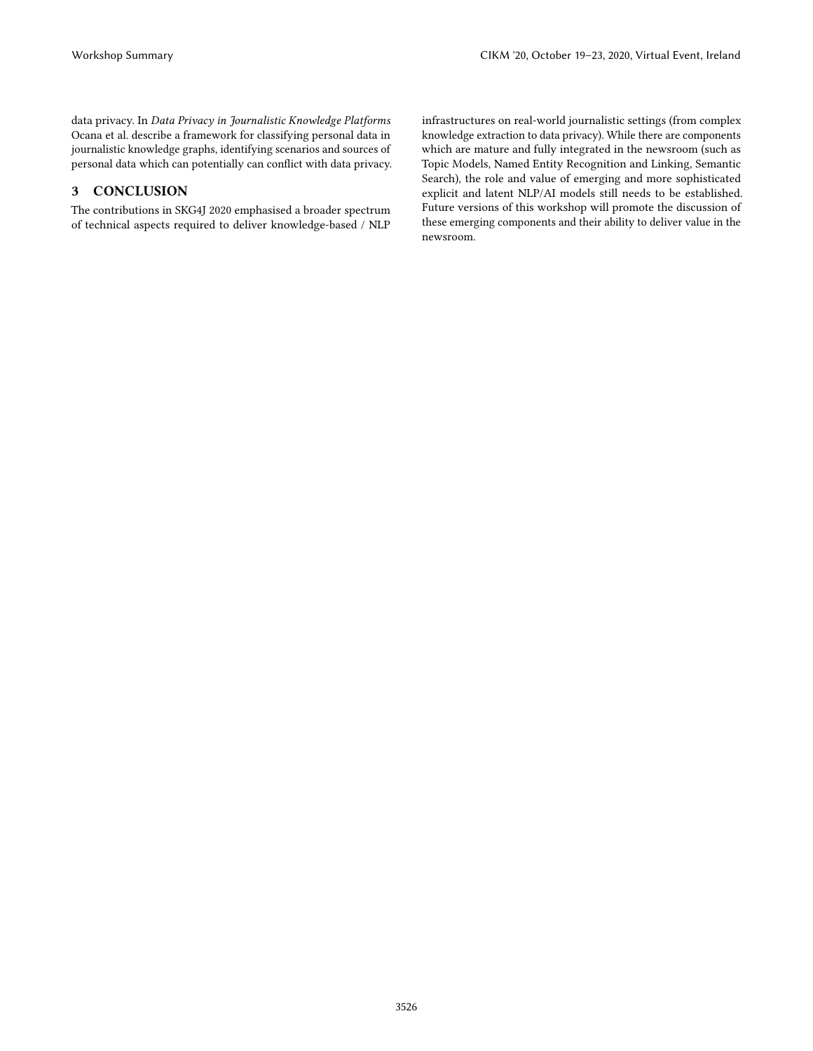data privacy. In *Data Privacy in Journalistic Knowledge Platforms* Ocana et al. describe a framework for classifying personal data in journalistic knowledge graphs, identifying scenarios and sources of personal data which can potentially can conflict with data privacy.

## 3 CONCLUSION

The contributions in SKG4J 2020 emphasised a broader spectrum of technical aspects required to deliver knowledge-based / NLP infrastructures on real-world journalistic settings (from complex knowledge extraction to data privacy). While there are components which are mature and fully integrated in the newsroom (such as Topic Models, Named Entity Recognition and Linking, Semantic Search), the role and value of emerging and more sophisticated explicit and latent NLP/AI models still needs to be established. Future versions of this workshop will promote the discussion of these emerging components and their ability to deliver value in the newsroom.